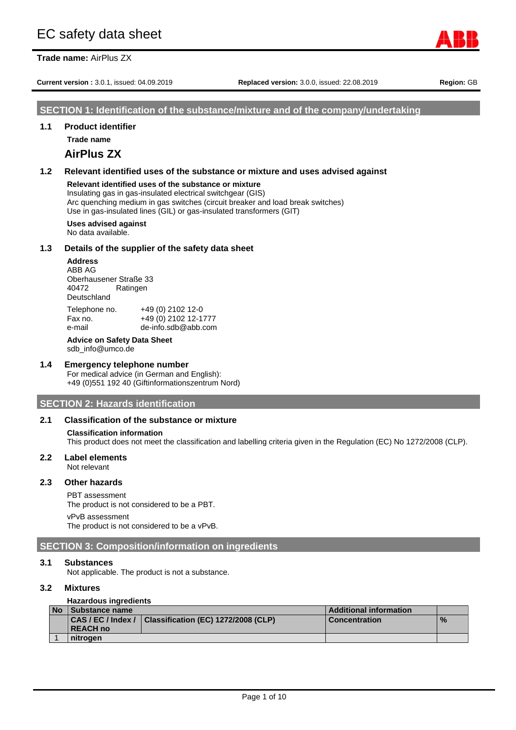# EC safety data sheet

**Trade name:** AirPlus ZX

**Current version :** 3.0.1, issued: 04.09.2019 **Replaced version:** 3.0.0, issued: 22.08.2019 **Region:** GB

## SECTION 1: Identification of the substance/mixture and of the company/undertaking

### 1.1 Product identifier

**Trade name**

**AirPlus ZX**

### 1.2 Relevant identified uses of the substance or mixture and uses advised against

**Relevant identified uses of the substance or mixture**
Insulating gas in gas-insulated electrical switchgear (GIS)
Arc quenching medium in gas switches (circuit breaker and load break switches)
Use in gas-insulated lines (GIL) or gas-insulated transformers (GIT)

**Uses advised against**
No data available.

### 1.3 Details of the supplier of the safety data sheet

**Address**
ABB AG
Oberhausener Straße 33
40472 Ratingen
Deutschland

Telephone no. +49 (0) 2102 12-0
Fax no. +49 (0) 2102 12-1777
e-mail de-info.sdb@abb.com

**Advice on Safety Data Sheet**
sdb_info@umco.de

### 1.4 Emergency telephone number

For medical advice (in German and English):
+49 (0)551 192 40 (Giftinformationszentrum Nord)

## SECTION 2: Hazards identification

### 2.1 Classification of the substance or mixture

**Classification information**
This product does not meet the classification and labelling criteria given in the Regulation (EC) No 1272/2008 (CLP).

### 2.2 Label elements

Not relevant

### 2.3 Other hazards

PBT assessment
The product is not considered to be a PBT.

vPvB assessment
The product is not considered to be a vPvB.

## SECTION 3: Composition/information on ingredients

### 3.1 Substances

Not applicable. The product is not a substance.

### 3.2 Mixtures

**Hazardous ingredients**

| No | Substance name | | Additional information | |
|---|---|---|---|---|
| | CAS / EC / Index / REACH no | Classification (EC) 1272/2008 (CLP) | Concentration | % |
| 1 | nitrogen | | | |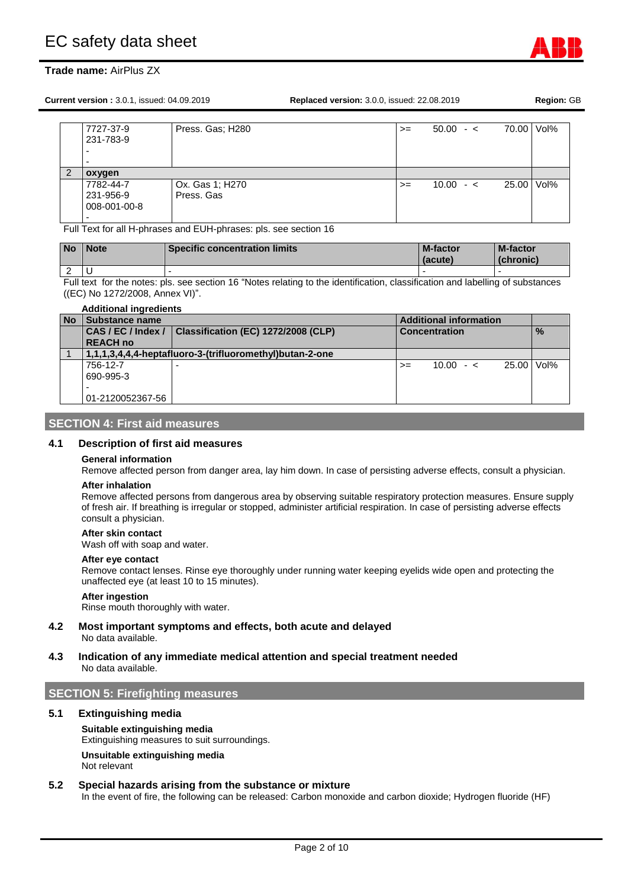| No | Substance name | | | Concentration | % |
|---|---|---|---|---|---|
| | 7727-37-9<br>231-783-9<br>-<br>- | Press. Gas; H280 | >= | 50.00 - < 70.00 | Vol% |
| 2 | **oxygen** | | | | |
| | 7782-44-7<br>231-956-9<br>008-001-00-8<br>- | Ox. Gas 1; H270<br>Press. Gas | >= | 10.00 - < 25.00 | Vol% |

Full Text for all H-phrases and EUH-phrases: pls. see section 16

| No | Note | Specific concentration limits | M-factor (acute) | M-factor (chronic) |
|---|---|---|---|---|
| 2 | U | - | - | - |

Full text for the notes: pls. see section 16 "Notes relating to the identification, classification and labelling of substances ((EC) No 1272/2008, Annex VI)".

**Additional ingredients**

| No | Substance name | | Additional information | | |
|---|---|---|---|---|---|
| | CAS / EC / Index / REACH no | Classification (EC) 1272/2008 (CLP) | Concentration | | % |
| 1 | **1,1,1,3,4,4,4-heptafluoro-3-(trifluoromethyl)butan-2-one** | | | | |
| | 756-12-7<br>690-995-3<br>-<br>01-2120052367-56 | - | >= | 10.00 - < 25.00 | Vol% |

## SECTION 4: First aid measures

### 4.1 Description of first aid measures

**General information**

Remove affected person from danger area, lay him down. In case of persisting adverse effects, consult a physician.

**After inhalation**

Remove affected persons from dangerous area by observing suitable respiratory protection measures. Ensure supply of fresh air. If breathing is irregular or stopped, administer artificial respiration. In case of persisting adverse effects consult a physician.

**After skin contact**

Wash off with soap and water.

**After eye contact**

Remove contact lenses. Rinse eye thoroughly under running water keeping eyelids wide open and protecting the unaffected eye (at least 10 to 15 minutes).

**After ingestion**

Rinse mouth thoroughly with water.

### 4.2 Most important symptoms and effects, both acute and delayed

No data available.

### 4.3 Indication of any immediate medical attention and special treatment needed

No data available.

## SECTION 5: Firefighting measures

### 5.1 Extinguishing media

**Suitable extinguishing media**

Extinguishing measures to suit surroundings.

**Unsuitable extinguishing media**

Not relevant

### 5.2 Special hazards arising from the substance or mixture

In the event of fire, the following can be released: Carbon monoxide and carbon dioxide; Hydrogen fluoride (HF)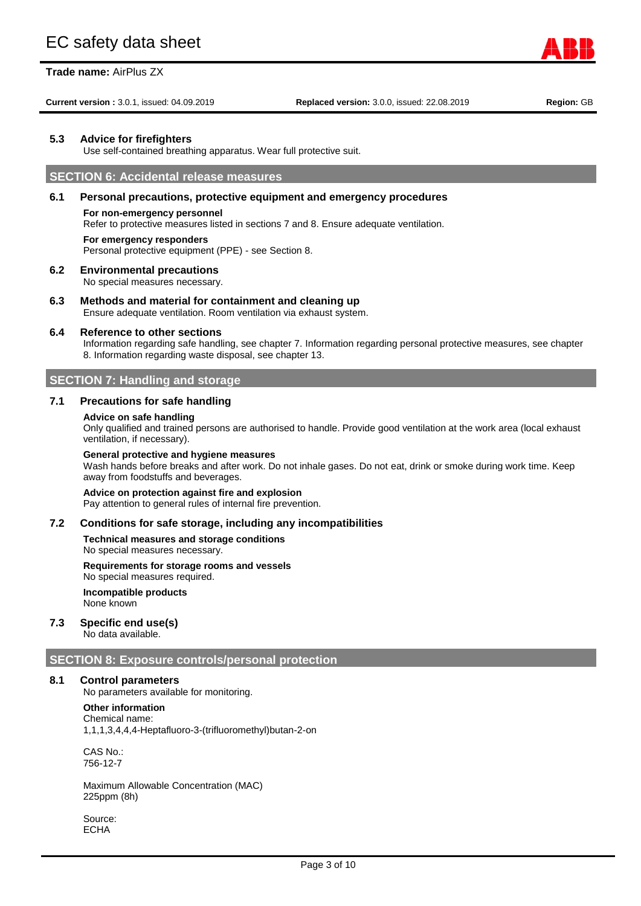### 5.3 Advice for firefighters

Use self-contained breathing apparatus. Wear full protective suit.

## SECTION 6: Accidental release measures

### 6.1 Personal precautions, protective equipment and emergency procedures

**For non-emergency personnel**
Refer to protective measures listed in sections 7 and 8. Ensure adequate ventilation.

**For emergency responders**
Personal protective equipment (PPE) - see Section 8.

### 6.2 Environmental precautions

No special measures necessary.

### 6.3 Methods and material for containment and cleaning up

Ensure adequate ventilation. Room ventilation via exhaust system.

### 6.4 Reference to other sections

Information regarding safe handling, see chapter 7. Information regarding personal protective measures, see chapter 8. Information regarding waste disposal, see chapter 13.

## SECTION 7: Handling and storage

### 7.1 Precautions for safe handling

**Advice on safe handling**
Only qualified and trained persons are authorised to handle. Provide good ventilation at the work area (local exhaust ventilation, if necessary).

**General protective and hygiene measures**
Wash hands before breaks and after work. Do not inhale gases. Do not eat, drink or smoke during work time. Keep away from foodstuffs and beverages.

**Advice on protection against fire and explosion**
Pay attention to general rules of internal fire prevention.

### 7.2 Conditions for safe storage, including any incompatibilities

**Technical measures and storage conditions**
No special measures necessary.

**Requirements for storage rooms and vessels**
No special measures required.

**Incompatible products**
None known

### 7.3 Specific end use(s)

No data available.

## SECTION 8: Exposure controls/personal protection

### 8.1 Control parameters

No parameters available for monitoring.

**Other information**
Chemical name:
1,1,1,3,4,4,4-Heptafluoro-3-(trifluoromethyl)butan-2-on

CAS No.:
756-12-7

Maximum Allowable Concentration (MAC)
225ppm (8h)

Source:
ECHA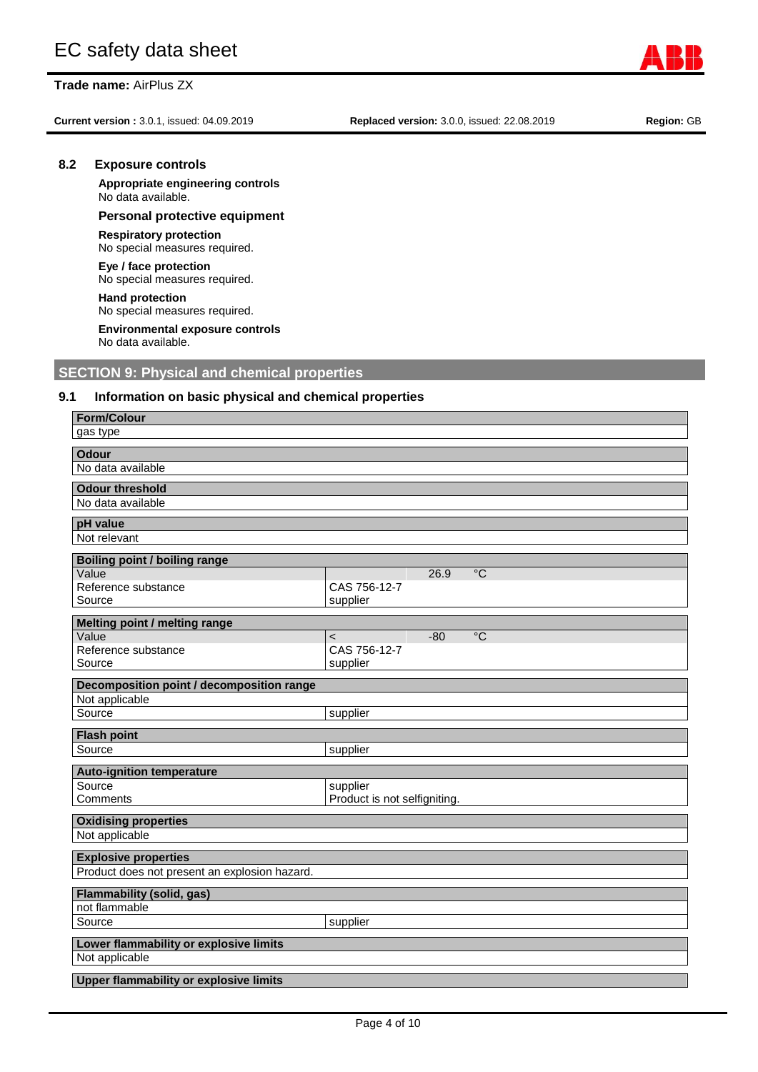### 8.2 Exposure controls

**Appropriate engineering controls**
No data available.

**Personal protective equipment**

**Respiratory protection**
No special measures required.

**Eye / face protection**
No special measures required.

**Hand protection**
No special measures required.

**Environmental exposure controls**
No data available.

## SECTION 9: Physical and chemical properties

### 9.1 Information on basic physical and chemical properties

| Form/Colour | |
|---|---|
| gas type | |

| Odour | |
|---|---|
| No data available | |

| Odour threshold | |
|---|---|
| No data available | |

| pH value | |
|---|---|
| Not relevant | |

| Boiling point / boiling range | | | |
|---|---|---|---|
| Value | | 26.9 | °C |
| Reference substance | CAS 756-12-7 | | |
| Source | supplier | | |

| Melting point / melting range | | | |
|---|---|---|---|
| Value | < | -80 | °C |
| Reference substance | CAS 756-12-7 | | |
| Source | supplier | | |

| Decomposition point / decomposition range | |
|---|---|
| Not applicable | |
| Source | supplier |

| Flash point | |
|---|---|
| Source | supplier |

| Auto-ignition temperature | |
|---|---|
| Source | supplier |
| Comments | Product is not selfigniting. |

| Oxidising properties | |
|---|---|
| Not applicable | |

| Explosive properties | |
|---|---|
| Product does not present an explosion hazard. | |

| Flammability (solid, gas) | |
|---|---|
| not flammable | |
| Source | supplier |

| Lower flammability or explosive limits | |
|---|---|
| Not applicable | |

| Upper flammability or explosive limits | |
|---|---|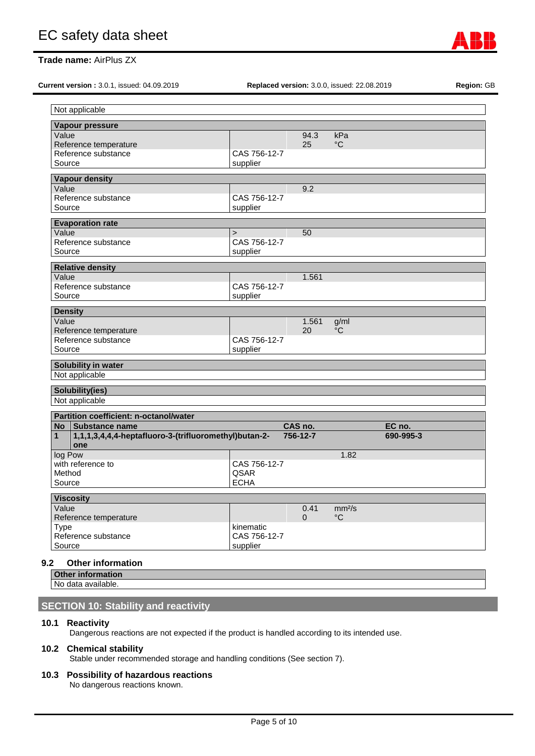| Not applicable |
|---|

| Vapour pressure | | | |
|---|---|---|---|
| Value | | 94.3 | kPa |
| Reference temperature | | 25 | °C |
| Reference substance | CAS 756-12-7 | | |
| Source | supplier | | |

| Vapour density | | |
|---|---|---|
| Value | | 9.2 |
| Reference substance | CAS 756-12-7 | |
| Source | supplier | |

| Evaporation rate | | |
|---|---|---|
| Value | > | 50 |
| Reference substance | CAS 756-12-7 | |
| Source | supplier | |

| Relative density | | |
|---|---|---|
| Value | | 1.561 |
| Reference substance | CAS 756-12-7 | |
| Source | supplier | |

| Density | | | |
|---|---|---|---|
| Value | | 1.561 | g/ml |
| Reference temperature | | 20 | °C |
| Reference substance | CAS 756-12-7 | | |
| Source | supplier | | |

| Solubility in water |
|---|
| Not applicable |

| Solubility(ies) |
|---|
| Not applicable |

**Partition coefficient: n-octanol/water**

| No | Substance name | CAS no. | EC no. |
|---|---|---|---|
| 1 | 1,1,1,3,4,4,4-heptafluoro-3-(trifluoromethyl)butan-2-one | 756-12-7 | 690-995-3 |

| | | |
|---|---|---|
| log Pow | | 1.82 |
| with reference to | CAS 756-12-7 | |
| Method | QSAR | |
| Source | ECHA | |

| Viscosity | | | |
|---|---|---|---|
| Value | | 0.41 | mm²/s |
| Reference temperature | | 0 | °C |
| Type | kinematic | | |
| Reference substance | CAS 756-12-7 | | |
| Source | supplier | | |

### 9.2 Other information

| Other information |
|---|
| No data available. |

## SECTION 10: Stability and reactivity

### 10.1 Reactivity

Dangerous reactions are not expected if the product is handled according to its intended use.

### 10.2 Chemical stability

Stable under recommended storage and handling conditions (See section 7).

### 10.3 Possibility of hazardous reactions

No dangerous reactions known.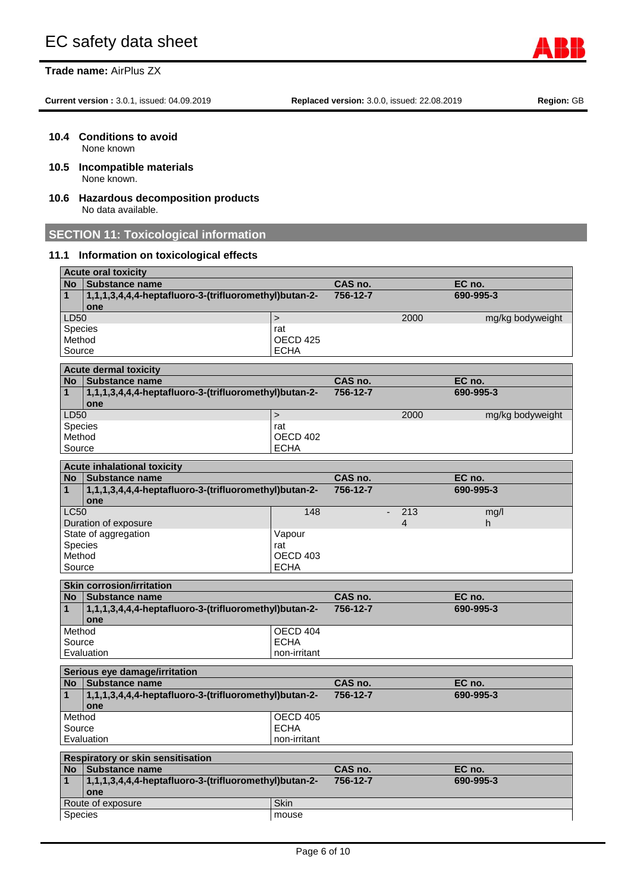### 10.4 Conditions to avoid

None known

### 10.5 Incompatible materials

None known.

### 10.6 Hazardous decomposition products

No data available.

## SECTION 11: Toxicological information

### 11.1 Information on toxicological effects

| Acute oral toxicity | | | | | |
|---|---|---|---|---|---|
| **No** | **Substance name** | | **CAS no.** | | **EC no.** |
| **1** | **1,1,1,3,4,4,4-heptafluoro-3-(trifluoromethyl)butan-2-one** | | **756-12-7** | | **690-995-3** |
| LD50 | | > | | 2000 | mg/kg bodyweight |
| Species | | rat | | | |
| Method | | OECD 425 | | | |
| Source | | ECHA | | | |

| Acute dermal toxicity | | | | | |
|---|---|---|---|---|---|
| **No** | **Substance name** | | **CAS no.** | | **EC no.** |
| **1** | **1,1,1,3,4,4,4-heptafluoro-3-(trifluoromethyl)butan-2-one** | | **756-12-7** | | **690-995-3** |
| LD50 | | > | | 2000 | mg/kg bodyweight |
| Species | | rat | | | |
| Method | | OECD 402 | | | |
| Source | | ECHA | | | |

| Acute inhalational toxicity | | | | | |
|---|---|---|---|---|---|
| **No** | **Substance name** | | **CAS no.** | | **EC no.** |
| **1** | **1,1,1,3,4,4,4-heptafluoro-3-(trifluoromethyl)butan-2-one** | | **756-12-7** | | **690-995-3** |
| LC50 | | 148 | - | 213 | mg/l |
| Duration of exposure | | | | 4 | h |
| State of aggregation | | Vapour | | | |
| Species | | rat | | | |
| Method | | OECD 403 | | | |
| Source | | ECHA | | | |

| Skin corrosion/irritation | | | | | |
|---|---|---|---|---|---|
| **No** | **Substance name** | | **CAS no.** | | **EC no.** |
| **1** | **1,1,1,3,4,4,4-heptafluoro-3-(trifluoromethyl)butan-2-one** | | **756-12-7** | | **690-995-3** |
| Method | | OECD 404 | | | |
| Source | | ECHA | | | |
| Evaluation | | non-irritant | | | |

| Serious eye damage/irritation | | | | | |
|---|---|---|---|---|---|
| **No** | **Substance name** | | **CAS no.** | | **EC no.** |
| **1** | **1,1,1,3,4,4,4-heptafluoro-3-(trifluoromethyl)butan-2-one** | | **756-12-7** | | **690-995-3** |
| Method | | OECD 405 | | | |
| Source | | ECHA | | | |
| Evaluation | | non-irritant | | | |

| Respiratory or skin sensitisation | | | | | |
|---|---|---|---|---|---|
| **No** | **Substance name** | | **CAS no.** | | **EC no.** |
| **1** | **1,1,1,3,4,4,4-heptafluoro-3-(trifluoromethyl)butan-2-one** | | **756-12-7** | | **690-995-3** |
| Route of exposure | | Skin | | | |
| Species | | mouse | | | |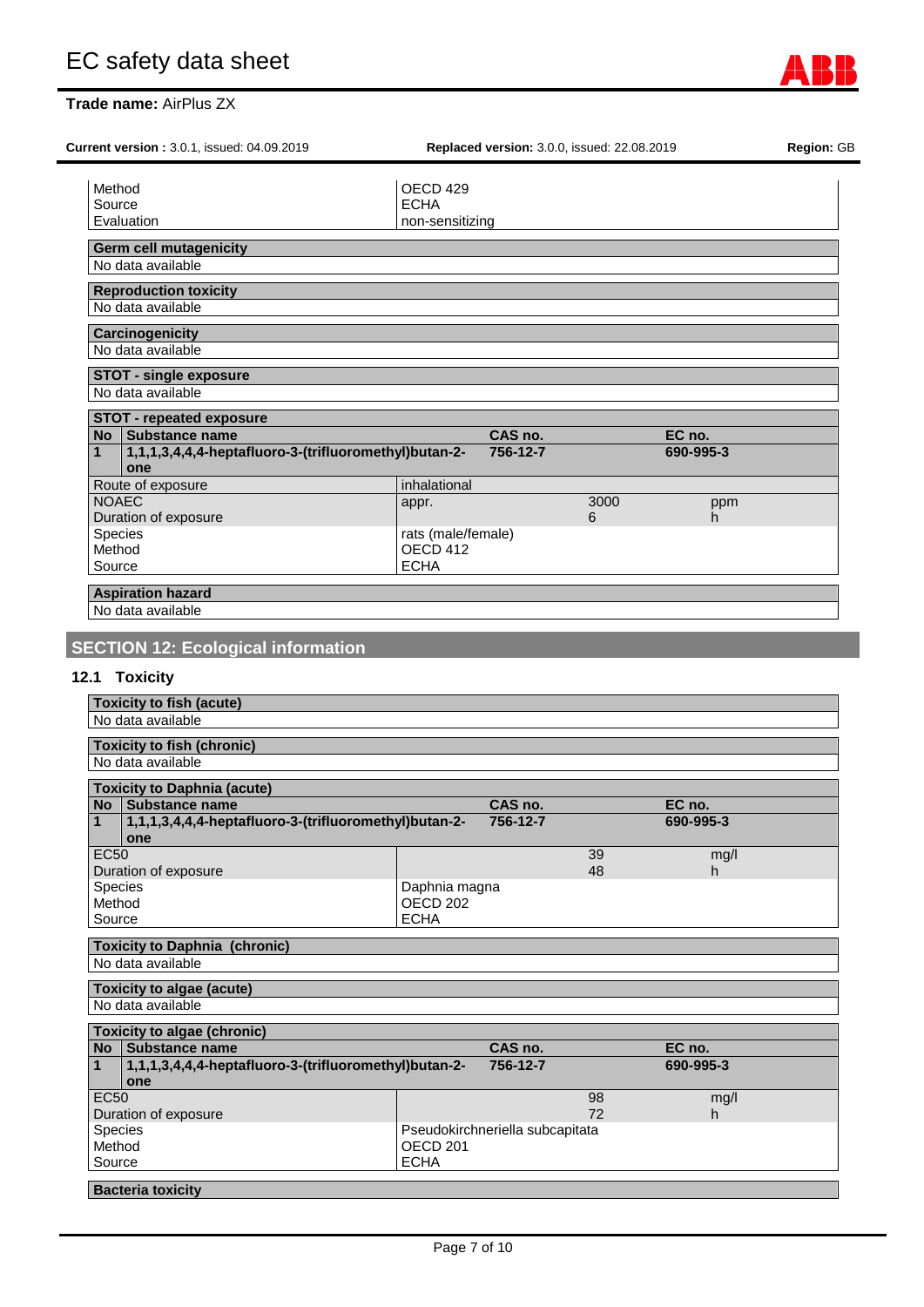| | |
|---|---|
| Method | OECD 429 |
| Source | ECHA |
| Evaluation | non-sensitizing |

**Germ cell mutagenicity**

No data available

**Reproduction toxicity**

No data available

**Carcinogenicity**

No data available

**STOT - single exposure**

No data available

**STOT - repeated exposure**

| No | Substance name | CAS no. | EC no. |
|---|---|---|---|
| 1 | 1,1,1,3,4,4,4-heptafluoro-3-(trifluoromethyl)butan-2-one | 756-12-7 | 690-995-3 |

| | | | |
|---|---|---|---|
| Route of exposure | inhalational | | |
| NOAEC | appr. | 3000 | ppm |
| Duration of exposure | | 6 | h |
| Species | rats (male/female) | | |
| Method | OECD 412 | | |
| Source | ECHA | | |

**Aspiration hazard**

No data available

## SECTION 12: Ecological information

### 12.1 Toxicity

**Toxicity to fish (acute)**

No data available

**Toxicity to fish (chronic)**

No data available

**Toxicity to Daphnia (acute)**

| No | Substance name | CAS no. | EC no. |
|---|---|---|---|
| 1 | 1,1,1,3,4,4,4-heptafluoro-3-(trifluoromethyl)butan-2-one | 756-12-7 | 690-995-3 |

| | | | |
|---|---|---|---|
| EC50 | | 39 | mg/l |
| Duration of exposure | | 48 | h |
| Species | Daphnia magna | | |
| Method | OECD 202 | | |
| Source | ECHA | | |

**Toxicity to Daphnia (chronic)**

No data available

**Toxicity to algae (acute)**

No data available

**Toxicity to algae (chronic)**

| No | Substance name | CAS no. | EC no. |
|---|---|---|---|
| 1 | 1,1,1,3,4,4,4-heptafluoro-3-(trifluoromethyl)butan-2-one | 756-12-7 | 690-995-3 |

| | | | |
|---|---|---|---|
| EC50 | | 98 | mg/l |
| Duration of exposure | | 72 | h |
| Species | Pseudokirchneriella subcapitata | | |
| Method | OECD 201 | | |
| Source | ECHA | | |

**Bacteria toxicity**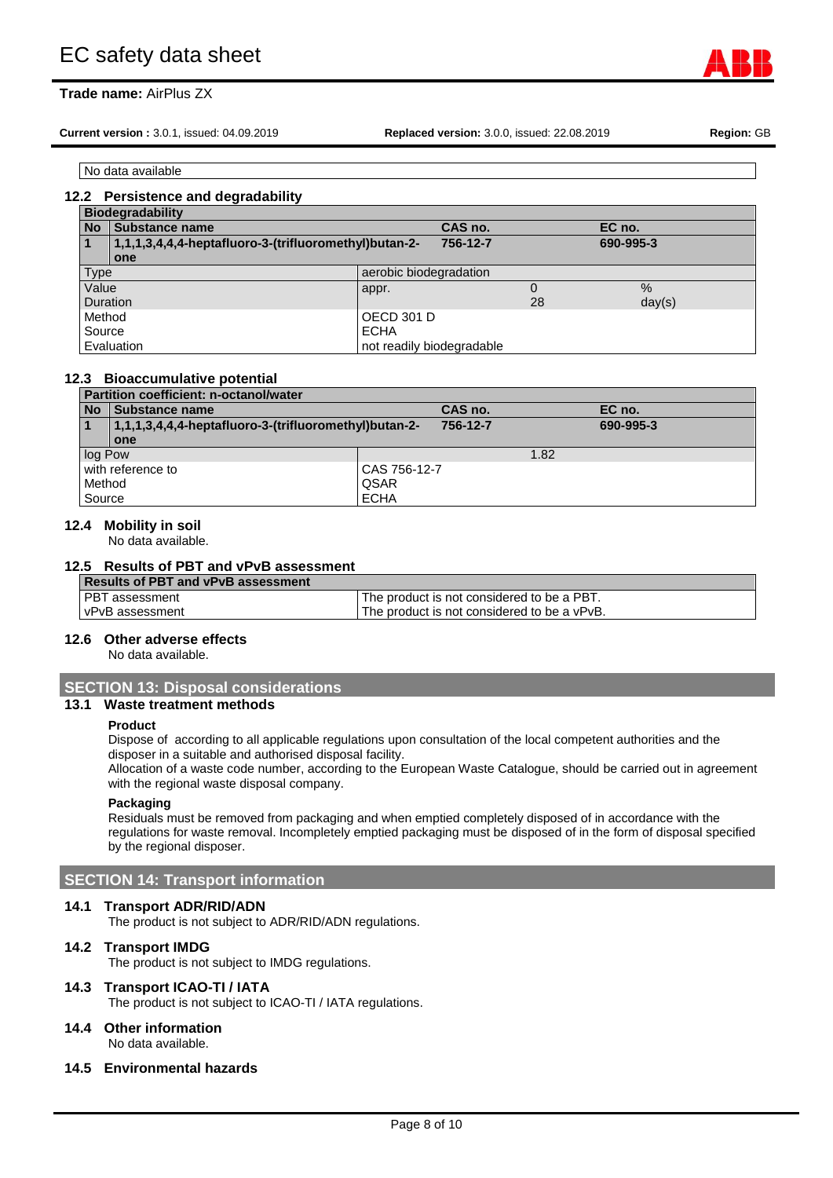No data available

### 12.2 Persistence and degradability

| Biodegradability | | | |
|---|---|---|---|
| **No** | **Substance name** | **CAS no.** | **EC no.** |
| **1** | **1,1,1,3,4,4,4-heptafluoro-3-(trifluoromethyl)butan-2-one** | **756-12-7** | **690-995-3** |
| Type | aerobic biodegradation | | |
| Value | appr. | 0 | % |
| Duration | | 28 | day(s) |
| Method | OECD 301 D | | |
| Source | ECHA | | |
| Evaluation | not readily biodegradable | | |

### 12.3 Bioaccumulative potential

| Partition coefficient: n-octanol/water | | | |
|---|---|---|---|
| **No** | **Substance name** | **CAS no.** | **EC no.** |
| **1** | **1,1,1,3,4,4,4-heptafluoro-3-(trifluoromethyl)butan-2-one** | **756-12-7** | **690-995-3** |
| log Pow | | 1.82 | |
| with reference to | CAS 756-12-7 | | |
| Method | QSAR | | |
| Source | ECHA | | |

### 12.4 Mobility in soil

No data available.

### 12.5 Results of PBT and vPvB assessment

| Results of PBT and vPvB assessment | |
|---|---|
| PBT assessment | The product is not considered to be a PBT. |
| vPvB assessment | The product is not considered to be a vPvB. |

### 12.6 Other adverse effects

No data available.

## SECTION 13: Disposal considerations

### 13.1 Waste treatment methods

**Product**

Dispose of according to all applicable regulations upon consultation of the local competent authorities and the disposer in a suitable and authorised disposal facility.

Allocation of a waste code number, according to the European Waste Catalogue, should be carried out in agreement with the regional waste disposal company.

**Packaging**

Residuals must be removed from packaging and when emptied completely disposed of in accordance with the regulations for waste removal. Incompletely emptied packaging must be disposed of in the form of disposal specified by the regional disposer.

## SECTION 14: Transport information

### 14.1 Transport ADR/RID/ADN

The product is not subject to ADR/RID/ADN regulations.

### 14.2 Transport IMDG

The product is not subject to IMDG regulations.

### 14.3 Transport ICAO-TI / IATA

The product is not subject to ICAO-TI / IATA regulations.

### 14.4 Other information

No data available.

### 14.5 Environmental hazards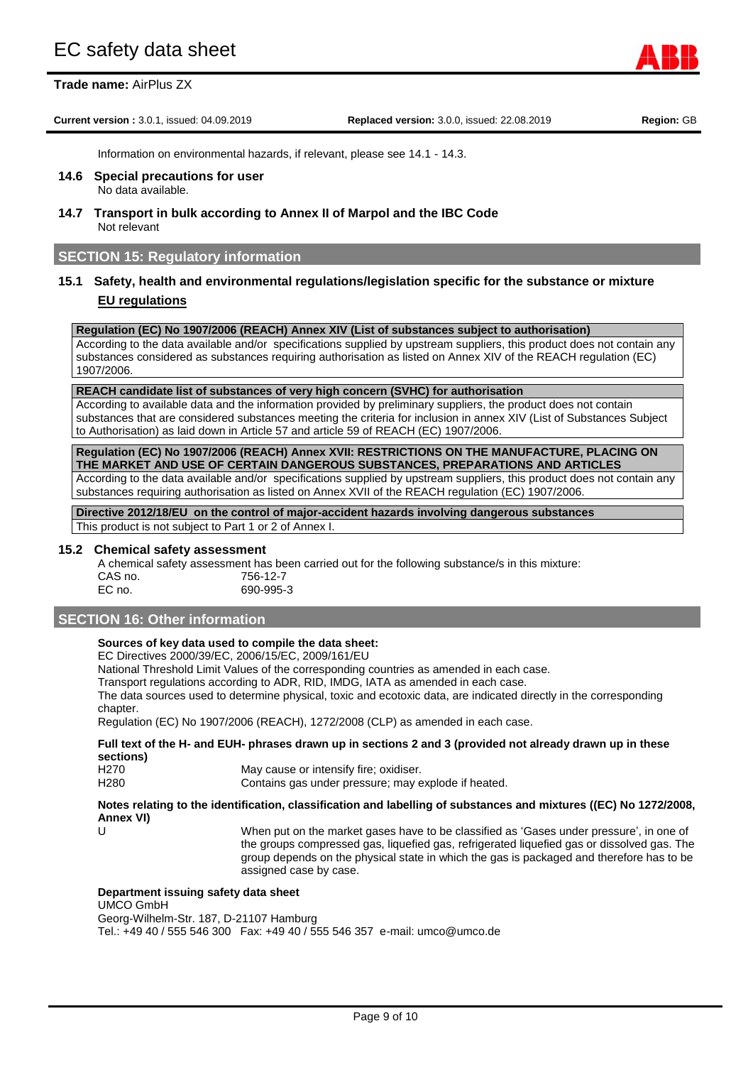Information on environmental hazards, if relevant, please see 14.1 - 14.3.

### 14.6 Special precautions for user

No data available.

### 14.7 Transport in bulk according to Annex II of Marpol and the IBC Code

Not relevant

## SECTION 15: Regulatory information

### 15.1 Safety, health and environmental regulations/legislation specific for the substance or mixture

**EU regulations**

| Regulation (EC) No 1907/2006 (REACH) Annex XIV (List of substances subject to authorisation) |
|---|
| According to the data available and/or specifications supplied by upstream suppliers, this product does not contain any substances considered as substances requiring authorisation as listed on Annex XIV of the REACH regulation (EC) 1907/2006. |

| REACH candidate list of substances of very high concern (SVHC) for authorisation |
|---|
| According to available data and the information provided by preliminary suppliers, the product does not contain substances that are considered substances meeting the criteria for inclusion in annex XIV (List of Substances Subject to Authorisation) as laid down in Article 57 and article 59 of REACH (EC) 1907/2006. |

| Regulation (EC) No 1907/2006 (REACH) Annex XVII: RESTRICTIONS ON THE MANUFACTURE, PLACING ON THE MARKET AND USE OF CERTAIN DANGEROUS SUBSTANCES, PREPARATIONS AND ARTICLES |
|---|
| According to the data available and/or specifications supplied by upstream suppliers, this product does not contain any substances requiring authorisation as listed on Annex XVII of the REACH regulation (EC) 1907/2006. |

| Directive 2012/18/EU on the control of major-accident hazards involving dangerous substances |
|---|
| This product is not subject to Part 1 or 2 of Annex I. |

### 15.2 Chemical safety assessment

A chemical safety assessment has been carried out for the following substance/s in this mixture:

CAS no. 756-12-7
EC no. 690-995-3

## SECTION 16: Other information

**Sources of key data used to compile the data sheet:**

EC Directives 2000/39/EC, 2006/15/EC, 2009/161/EU

National Threshold Limit Values of the corresponding countries as amended in each case.

Transport regulations according to ADR, RID, IMDG, IATA as amended in each case.

The data sources used to determine physical, toxic and ecotoxic data, are indicated directly in the corresponding chapter.

Regulation (EC) No 1907/2006 (REACH), 1272/2008 (CLP) as amended in each case.

**Full text of the H- and EUH- phrases drawn up in sections 2 and 3 (provided not already drawn up in these sections)**

H270 May cause or intensify fire; oxidiser.
H280 Contains gas under pressure; may explode if heated.

**Notes relating to the identification, classification and labelling of substances and mixtures ((EC) No 1272/2008, Annex VI)**

U When put on the market gases have to be classified as 'Gases under pressure', in one of the groups compressed gas, liquefied gas, refrigerated liquefied gas or dissolved gas. The group depends on the physical state in which the gas is packaged and therefore has to be assigned case by case.

**Department issuing safety data sheet**

UMCO GmbH
Georg-Wilhelm-Str. 187, D-21107 Hamburg
Tel.: +49 40 / 555 546 300 Fax: +49 40 / 555 546 357 e-mail: umco@umco.de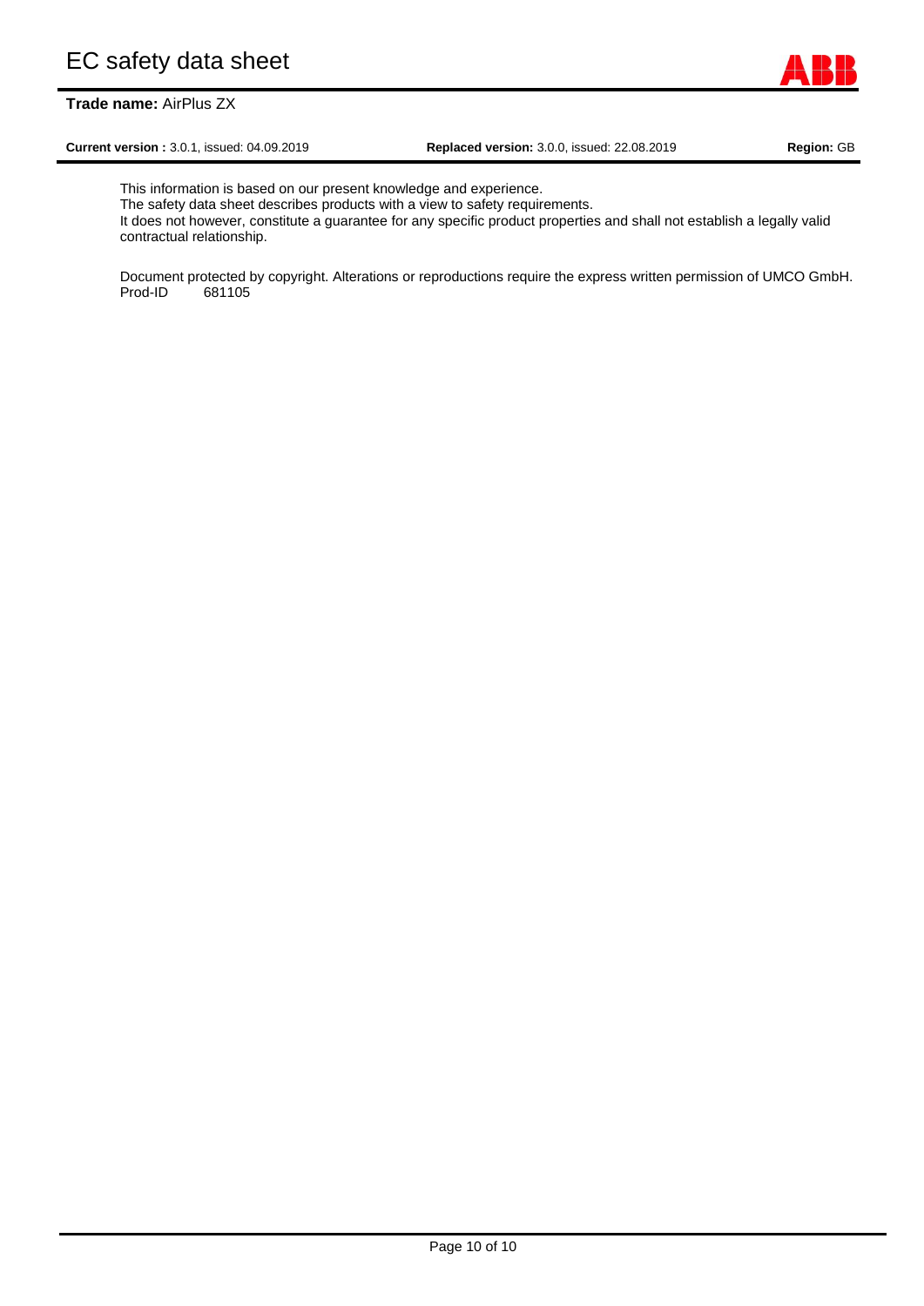This information is based on our present knowledge and experience.
The safety data sheet describes products with a view to safety requirements.
It does not however, constitute a guarantee for any specific product properties and shall not establish a legally valid contractual relationship.

Document protected by copyright. Alterations or reproductions require the express written permission of UMCO GmbH.
Prod-ID 681105